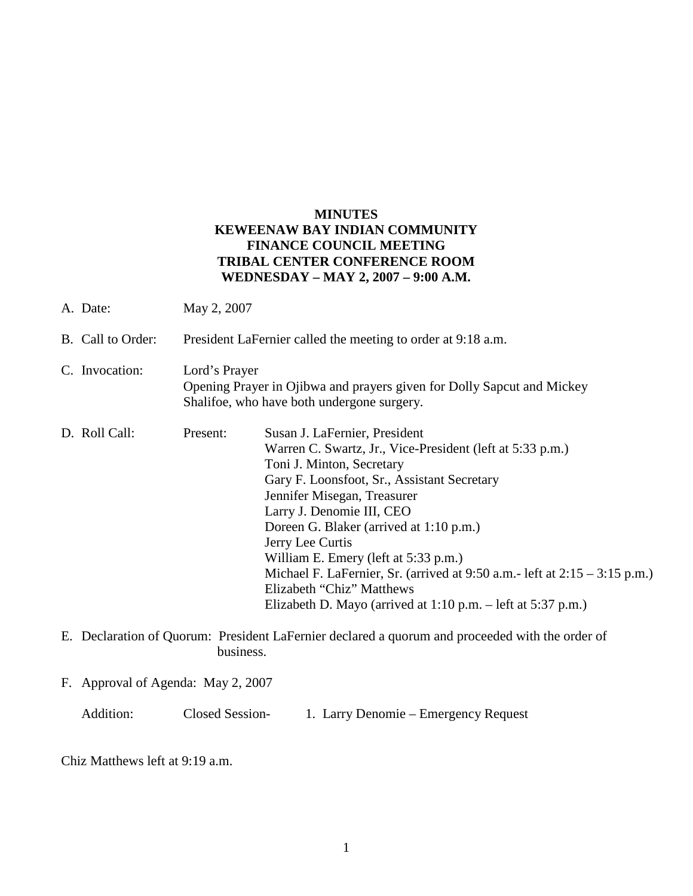**MINUTES**
**KEWEENAW BAY INDIAN COMMUNITY**
**FINANCE COUNCIL MEETING**
**TRIBAL CENTER CONFERENCE ROOM**
**WEDNESDAY – MAY 2, 2007 – 9:00 A.M.**

A. Date: May 2, 2007

B. Call to Order: President LaFernier called the meeting to order at 9:18 a.m.

C. Invocation: Lord's Prayer
Opening Prayer in Ojibwa and prayers given for Dolly Sapcut and Mickey Shalifoe, who have both undergone surgery.

D. Roll Call: Present:
- Susan J. LaFernier, President
- Warren C. Swartz, Jr., Vice-President (left at 5:33 p.m.)
- Toni J. Minton, Secretary
- Gary F. Loonsfoot, Sr., Assistant Secretary
- Jennifer Misegan, Treasurer
- Larry J. Denomie III, CEO
- Doreen G. Blaker (arrived at 1:10 p.m.)
- Jerry Lee Curtis
- William E. Emery (left at 5:33 p.m.)
- Michael F. LaFernier, Sr. (arrived at 9:50 a.m.- left at 2:15 – 3:15 p.m.)
- Elizabeth "Chiz" Matthews
- Elizabeth D. Mayo (arrived at 1:10 p.m. – left at 5:37 p.m.)

E. Declaration of Quorum: President LaFernier declared a quorum and proceeded with the order of business.

F. Approval of Agenda: May 2, 2007

Addition: Closed Session- 1. Larry Denomie – Emergency Request

Chiz Matthews left at 9:19 a.m.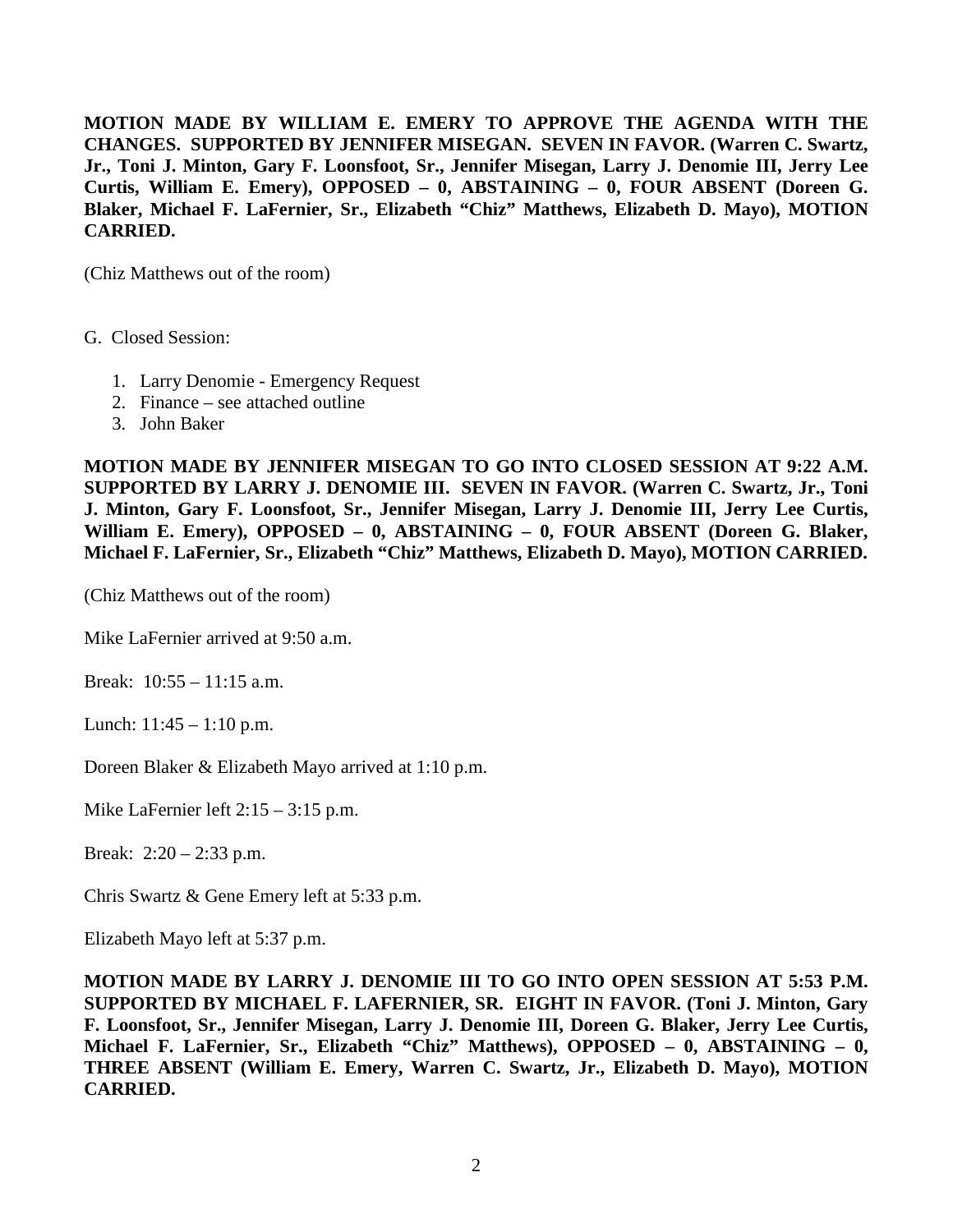**MOTION MADE BY WILLIAM E. EMERY TO APPROVE THE AGENDA WITH THE CHANGES. SUPPORTED BY JENNIFER MISEGAN. SEVEN IN FAVOR. (Warren C. Swartz, Jr., Toni J. Minton, Gary F. Loonsfoot, Sr., Jennifer Misegan, Larry J. Denomie III, Jerry Lee Curtis, William E. Emery), OPPOSED – 0, ABSTAINING – 0, FOUR ABSENT (Doreen G. Blaker, Michael F. LaFernier, Sr., Elizabeth "Chiz" Matthews, Elizabeth D. Mayo), MOTION CARRIED.**

(Chiz Matthews out of the room)

G. Closed Session:

1. Larry Denomie - Emergency Request
2. Finance – see attached outline
3. John Baker

**MOTION MADE BY JENNIFER MISEGAN TO GO INTO CLOSED SESSION AT 9:22 A.M. SUPPORTED BY LARRY J. DENOMIE III. SEVEN IN FAVOR. (Warren C. Swartz, Jr., Toni J. Minton, Gary F. Loonsfoot, Sr., Jennifer Misegan, Larry J. Denomie III, Jerry Lee Curtis, William E. Emery), OPPOSED – 0, ABSTAINING – 0, FOUR ABSENT (Doreen G. Blaker, Michael F. LaFernier, Sr., Elizabeth "Chiz" Matthews, Elizabeth D. Mayo), MOTION CARRIED.**

(Chiz Matthews out of the room)

Mike LaFernier arrived at 9:50 a.m.

Break: 10:55 – 11:15 a.m.

Lunch: 11:45 – 1:10 p.m.

Doreen Blaker & Elizabeth Mayo arrived at 1:10 p.m.

Mike LaFernier left 2:15 – 3:15 p.m.

Break: 2:20 – 2:33 p.m.

Chris Swartz & Gene Emery left at 5:33 p.m.

Elizabeth Mayo left at 5:37 p.m.

**MOTION MADE BY LARRY J. DENOMIE III TO GO INTO OPEN SESSION AT 5:53 P.M. SUPPORTED BY MICHAEL F. LAFERNIER, SR. EIGHT IN FAVOR. (Toni J. Minton, Gary F. Loonsfoot, Sr., Jennifer Misegan, Larry J. Denomie III, Doreen G. Blaker, Jerry Lee Curtis, Michael F. LaFernier, Sr., Elizabeth "Chiz" Matthews), OPPOSED – 0, ABSTAINING – 0, THREE ABSENT (William E. Emery, Warren C. Swartz, Jr., Elizabeth D. Mayo), MOTION CARRIED.**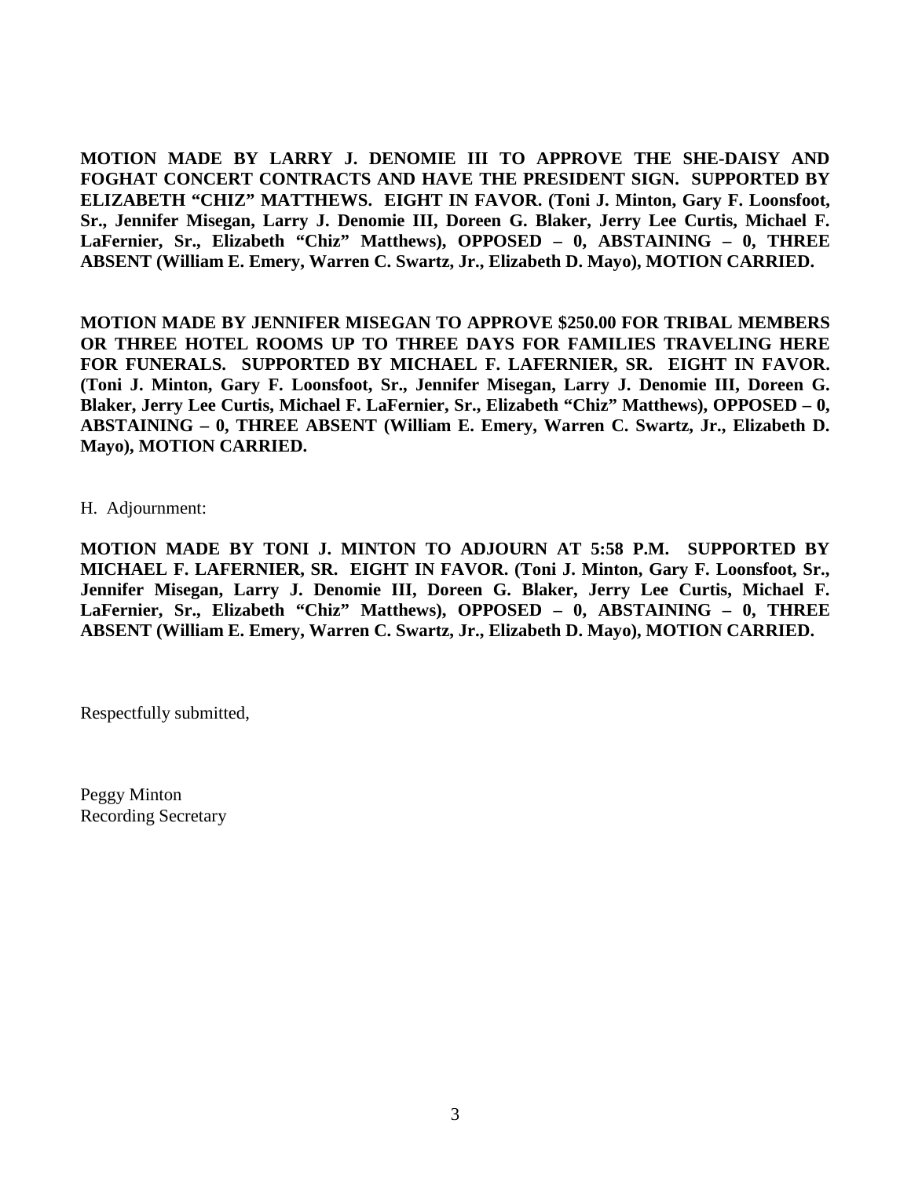**MOTION MADE BY LARRY J. DENOMIE III TO APPROVE THE SHE-DAISY AND FOGHAT CONCERT CONTRACTS AND HAVE THE PRESIDENT SIGN. SUPPORTED BY ELIZABETH "CHIZ" MATTHEWS. EIGHT IN FAVOR. (Toni J. Minton, Gary F. Loonsfoot, Sr., Jennifer Misegan, Larry J. Denomie III, Doreen G. Blaker, Jerry Lee Curtis, Michael F. LaFernier, Sr., Elizabeth "Chiz" Matthews), OPPOSED – 0, ABSTAINING – 0, THREE ABSENT (William E. Emery, Warren C. Swartz, Jr., Elizabeth D. Mayo), MOTION CARRIED.**

**MOTION MADE BY JENNIFER MISEGAN TO APPROVE $250.00 FOR TRIBAL MEMBERS OR THREE HOTEL ROOMS UP TO THREE DAYS FOR FAMILIES TRAVELING HERE FOR FUNERALS. SUPPORTED BY MICHAEL F. LAFERNIER, SR. EIGHT IN FAVOR. (Toni J. Minton, Gary F. Loonsfoot, Sr., Jennifer Misegan, Larry J. Denomie III, Doreen G. Blaker, Jerry Lee Curtis, Michael F. LaFernier, Sr., Elizabeth "Chiz" Matthews), OPPOSED – 0, ABSTAINING – 0, THREE ABSENT (William E. Emery, Warren C. Swartz, Jr., Elizabeth D. Mayo), MOTION CARRIED.**

H. Adjournment:

**MOTION MADE BY TONI J. MINTON TO ADJOURN AT 5:58 P.M. SUPPORTED BY MICHAEL F. LAFERNIER, SR. EIGHT IN FAVOR. (Toni J. Minton, Gary F. Loonsfoot, Sr., Jennifer Misegan, Larry J. Denomie III, Doreen G. Blaker, Jerry Lee Curtis, Michael F. LaFernier, Sr., Elizabeth "Chiz" Matthews), OPPOSED – 0, ABSTAINING – 0, THREE ABSENT (William E. Emery, Warren C. Swartz, Jr., Elizabeth D. Mayo), MOTION CARRIED.**

Respectfully submitted,

Peggy Minton
Recording Secretary